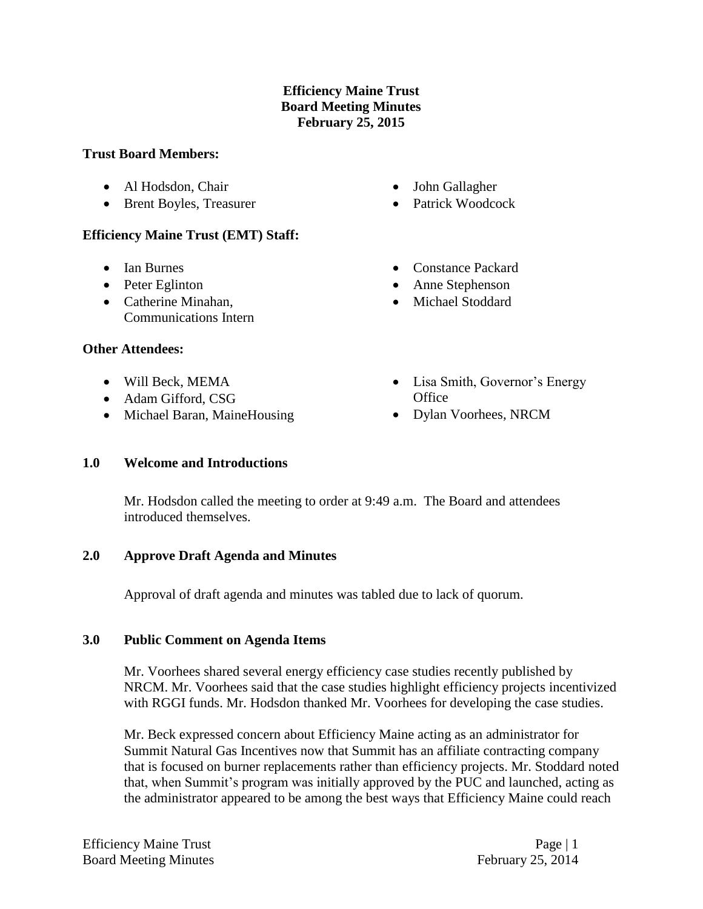**Efficiency Maine Trust**
**Board Meeting Minutes**
**February 25, 2015**

**Trust Board Members:**

- Al Hodsdon, Chair
- Brent Boyles, Treasurer
- John Gallagher
- Patrick Woodcock

**Efficiency Maine Trust (EMT) Staff:**

- Ian Burnes
- Peter Eglinton
- Catherine Minahan, Communications Intern
- Constance Packard
- Anne Stephenson
- Michael Stoddard

**Other Attendees:**

- Will Beck, MEMA
- Adam Gifford, CSG
- Michael Baran, MaineHousing
- Lisa Smith, Governor's Energy Office
- Dylan Voorhees, NRCM

## 1.0 Welcome and Introductions

Mr. Hodsdon called the meeting to order at 9:49 a.m. The Board and attendees introduced themselves.

## 2.0 Approve Draft Agenda and Minutes

Approval of draft agenda and minutes was tabled due to lack of quorum.

## 3.0 Public Comment on Agenda Items

Mr. Voorhees shared several energy efficiency case studies recently published by NRCM. Mr. Voorhees said that the case studies highlight efficiency projects incentivized with RGGI funds. Mr. Hodsdon thanked Mr. Voorhees for developing the case studies.

Mr. Beck expressed concern about Efficiency Maine acting as an administrator for Summit Natural Gas Incentives now that Summit has an affiliate contracting company that is focused on burner replacements rather than efficiency projects. Mr. Stoddard noted that, when Summit's program was initially approved by the PUC and launched, acting as the administrator appeared to be among the best ways that Efficiency Maine could reach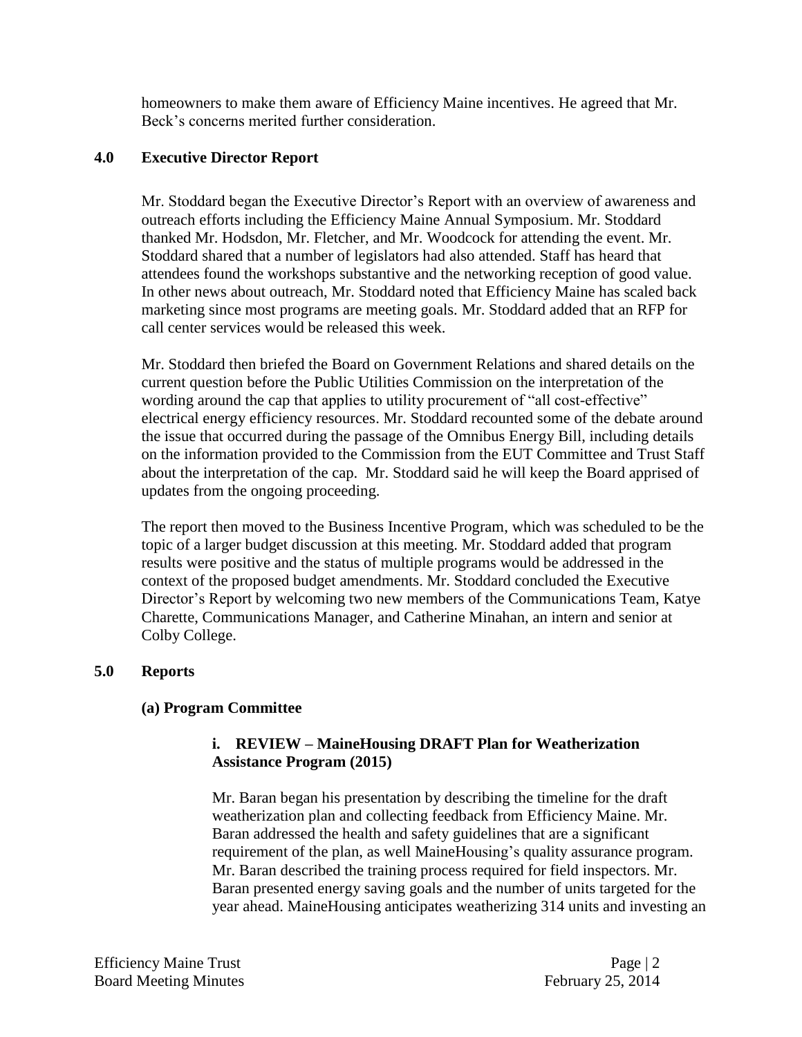homeowners to make them aware of Efficiency Maine incentives. He agreed that Mr. Beck's concerns merited further consideration.

## 4.0 Executive Director Report

Mr. Stoddard began the Executive Director's Report with an overview of awareness and outreach efforts including the Efficiency Maine Annual Symposium. Mr. Stoddard thanked Mr. Hodsdon, Mr. Fletcher, and Mr. Woodcock for attending the event. Mr. Stoddard shared that a number of legislators had also attended. Staff has heard that attendees found the workshops substantive and the networking reception of good value. In other news about outreach, Mr. Stoddard noted that Efficiency Maine has scaled back marketing since most programs are meeting goals. Mr. Stoddard added that an RFP for call center services would be released this week.

Mr. Stoddard then briefed the Board on Government Relations and shared details on the current question before the Public Utilities Commission on the interpretation of the wording around the cap that applies to utility procurement of "all cost-effective" electrical energy efficiency resources. Mr. Stoddard recounted some of the debate around the issue that occurred during the passage of the Omnibus Energy Bill, including details on the information provided to the Commission from the EUT Committee and Trust Staff about the interpretation of the cap. Mr. Stoddard said he will keep the Board apprised of updates from the ongoing proceeding.

The report then moved to the Business Incentive Program, which was scheduled to be the topic of a larger budget discussion at this meeting. Mr. Stoddard added that program results were positive and the status of multiple programs would be addressed in the context of the proposed budget amendments. Mr. Stoddard concluded the Executive Director's Report by welcoming two new members of the Communications Team, Katye Charette, Communications Manager, and Catherine Minahan, an intern and senior at Colby College.

## 5.0 Reports

### (a) Program Committee

#### i. REVIEW – MaineHousing DRAFT Plan for Weatherization Assistance Program (2015)

Mr. Baran began his presentation by describing the timeline for the draft weatherization plan and collecting feedback from Efficiency Maine. Mr. Baran addressed the health and safety guidelines that are a significant requirement of the plan, as well MaineHousing's quality assurance program. Mr. Baran described the training process required for field inspectors. Mr. Baran presented energy saving goals and the number of units targeted for the year ahead. MaineHousing anticipates weatherizing 314 units and investing an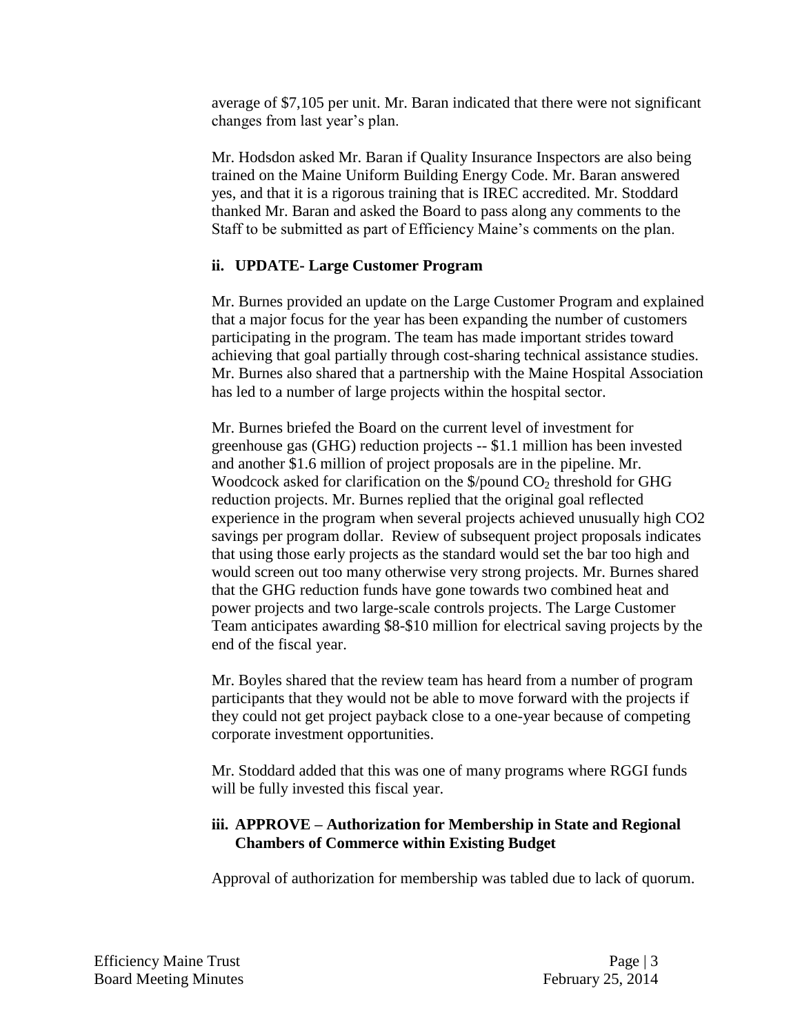average of $7,105 per unit. Mr. Baran indicated that there were not significant changes from last year's plan.

Mr. Hodsdon asked Mr. Baran if Quality Insurance Inspectors are also being trained on the Maine Uniform Building Energy Code. Mr. Baran answered yes, and that it is a rigorous training that is IREC accredited. Mr. Stoddard thanked Mr. Baran and asked the Board to pass along any comments to the Staff to be submitted as part of Efficiency Maine's comments on the plan.

### ii. UPDATE- Large Customer Program

Mr. Burnes provided an update on the Large Customer Program and explained that a major focus for the year has been expanding the number of customers participating in the program. The team has made important strides toward achieving that goal partially through cost-sharing technical assistance studies. Mr. Burnes also shared that a partnership with the Maine Hospital Association has led to a number of large projects within the hospital sector.

Mr. Burnes briefed the Board on the current level of investment for greenhouse gas (GHG) reduction projects -- $1.1 million has been invested and another $1.6 million of project proposals are in the pipeline. Mr. Woodcock asked for clarification on the $/pound $CO_2$ threshold for GHG reduction projects. Mr. Burnes replied that the original goal reflected experience in the program when several projects achieved unusually high CO2 savings per program dollar. Review of subsequent project proposals indicates that using those early projects as the standard would set the bar too high and would screen out too many otherwise very strong projects. Mr. Burnes shared that the GHG reduction funds have gone towards two combined heat and power projects and two large-scale controls projects. The Large Customer Team anticipates awarding $8-$10 million for electrical saving projects by the end of the fiscal year.

Mr. Boyles shared that the review team has heard from a number of program participants that they would not be able to move forward with the projects if they could not get project payback close to a one-year because of competing corporate investment opportunities.

Mr. Stoddard added that this was one of many programs where RGGI funds will be fully invested this fiscal year.

### iii. APPROVE – Authorization for Membership in State and Regional Chambers of Commerce within Existing Budget

Approval of authorization for membership was tabled due to lack of quorum.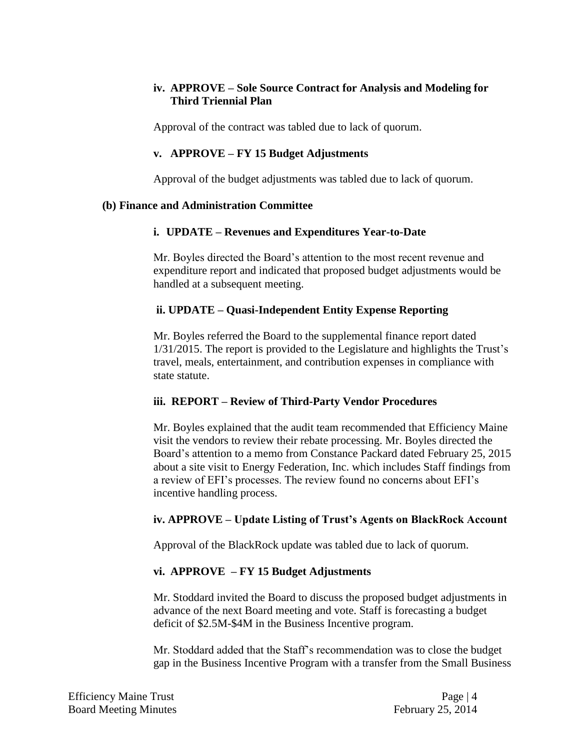**iv. APPROVE – Sole Source Contract for Analysis and Modeling for Third Triennial Plan**

Approval of the contract was tabled due to lack of quorum.

**v. APPROVE – FY 15 Budget Adjustments**

Approval of the budget adjustments was tabled due to lack of quorum.

**(b) Finance and Administration Committee**

**i. UPDATE – Revenues and Expenditures Year-to-Date**

Mr. Boyles directed the Board's attention to the most recent revenue and expenditure report and indicated that proposed budget adjustments would be handled at a subsequent meeting.

**ii. UPDATE – Quasi-Independent Entity Expense Reporting**

Mr. Boyles referred the Board to the supplemental finance report dated 1/31/2015. The report is provided to the Legislature and highlights the Trust's travel, meals, entertainment, and contribution expenses in compliance with state statute.

**iii. REPORT – Review of Third-Party Vendor Procedures**

Mr. Boyles explained that the audit team recommended that Efficiency Maine visit the vendors to review their rebate processing. Mr. Boyles directed the Board's attention to a memo from Constance Packard dated February 25, 2015 about a site visit to Energy Federation, Inc. which includes Staff findings from a review of EFI's processes. The review found no concerns about EFI's incentive handling process.

**iv. APPROVE – Update Listing of Trust's Agents on BlackRock Account**

Approval of the BlackRock update was tabled due to lack of quorum.

**vi. APPROVE – FY 15 Budget Adjustments**

Mr. Stoddard invited the Board to discuss the proposed budget adjustments in advance of the next Board meeting and vote. Staff is forecasting a budget deficit of $2.5M-$4M in the Business Incentive program.

Mr. Stoddard added that the Staff's recommendation was to close the budget gap in the Business Incentive Program with a transfer from the Small Business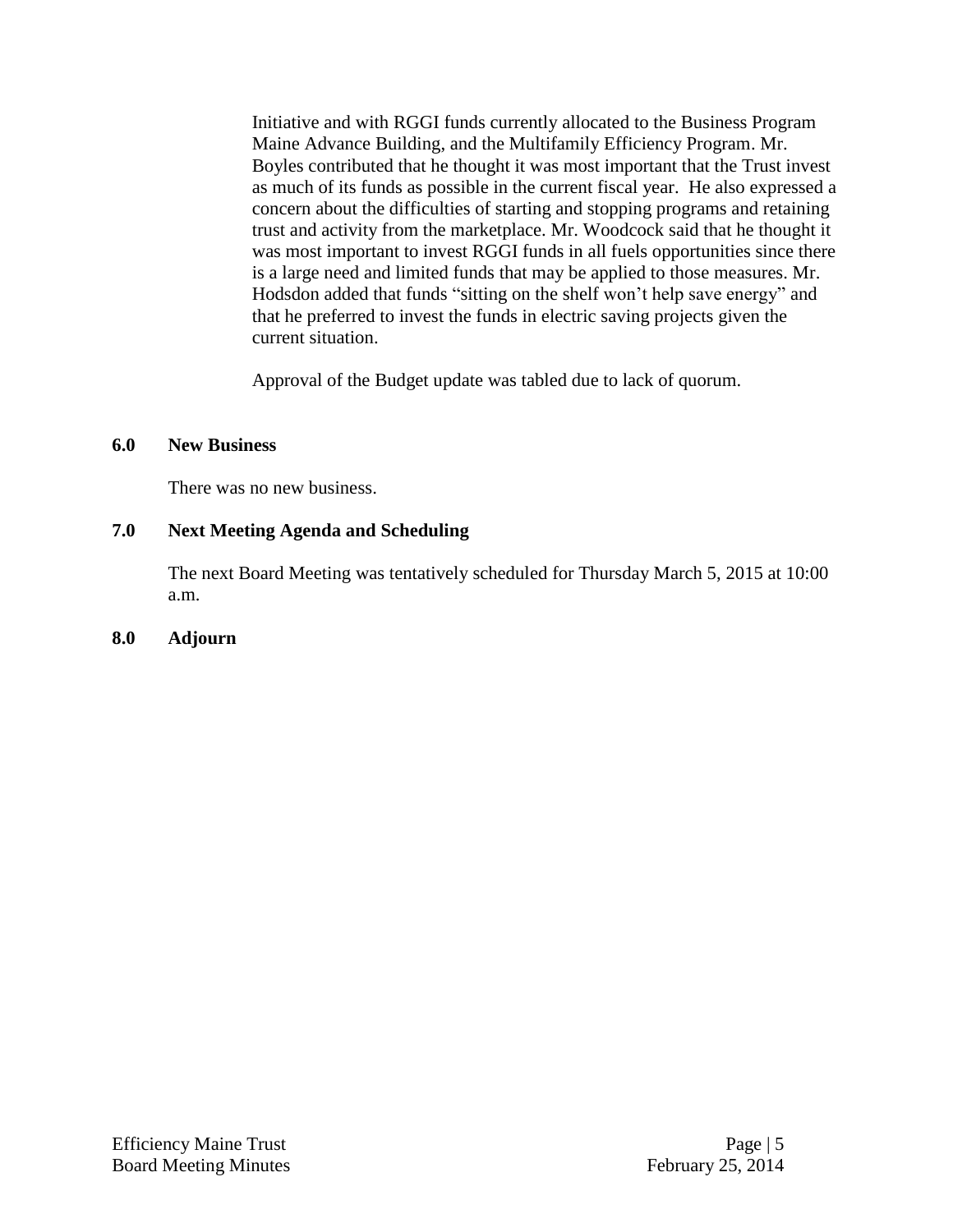Initiative and with RGGI funds currently allocated to the Business Program Maine Advance Building, and the Multifamily Efficiency Program. Mr. Boyles contributed that he thought it was most important that the Trust invest as much of its funds as possible in the current fiscal year. He also expressed a concern about the difficulties of starting and stopping programs and retaining trust and activity from the marketplace. Mr. Woodcock said that he thought it was most important to invest RGGI funds in all fuels opportunities since there is a large need and limited funds that may be applied to those measures. Mr. Hodsdon added that funds "sitting on the shelf won't help save energy" and that he preferred to invest the funds in electric saving projects given the current situation.

Approval of the Budget update was tabled due to lack of quorum.

## 6.0 New Business

There was no new business.

## 7.0 Next Meeting Agenda and Scheduling

The next Board Meeting was tentatively scheduled for Thursday March 5, 2015 at 10:00 a.m.

## 8.0 Adjourn